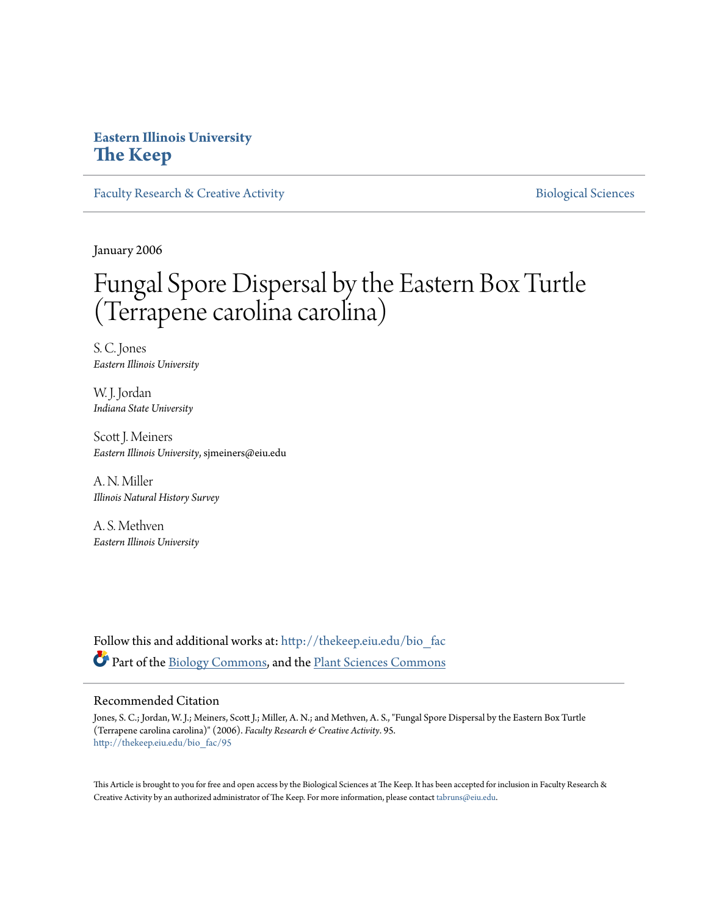**Eastern Illinois University**
**The Keep**

Faculty Research & Creative Activity | Biological Sciences

January 2006

# Fungal Spore Dispersal by the Eastern Box Turtle (Terrapene carolina carolina)

S. C. Jones
*Eastern Illinois University*

W. J. Jordan
*Indiana State University*

Scott J. Meiners
*Eastern Illinois University*, sjmeiners@eiu.edu

A. N. Miller
*Illinois Natural History Survey*

A. S. Methven
*Eastern Illinois University*

Follow this and additional works at: http://thekeep.eiu.edu/bio_fac

Part of the Biology Commons, and the Plant Sciences Commons

## Recommended Citation

Jones, S. C.; Jordan, W. J.; Meiners, Scott J.; Miller, A. N.; and Methven, A. S., "Fungal Spore Dispersal by the Eastern Box Turtle (Terrapene carolina carolina)" (2006). *Faculty Research & Creative Activity*. 95.
http://thekeep.eiu.edu/bio_fac/95

This Article is brought to you for free and open access by the Biological Sciences at The Keep. It has been accepted for inclusion in Faculty Research & Creative Activity by an authorized administrator of The Keep. For more information, please contact tabruns@eiu.edu.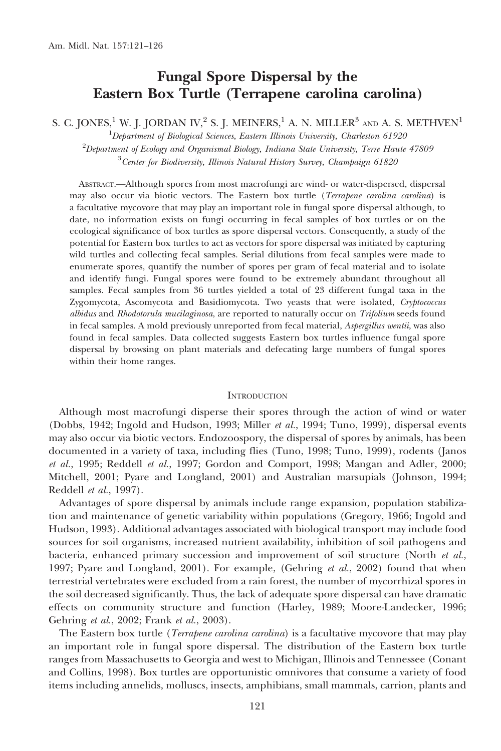# Fungal Spore Dispersal by the Eastern Box Turtle (Terrapene carolina carolina)

S. C. JONES,[1] W. J. JORDAN IV,[2] S. J. MEINERS,[1] A. N. MILLER[3] AND A. S. METHVEN[1]

[1]*Department of Biological Sciences, Eastern Illinois University, Charleston 61920*

[2]*Department of Ecology and Organismal Biology, Indiana State University, Terre Haute 47809*

[3]*Center for Biodiversity, Illinois Natural History Survey, Champaign 61820*

ABSTRACT.—Although spores from most macrofungi are wind- or water-dispersed, dispersal may also occur via biotic vectors. The Eastern box turtle (*Terrapene carolina carolina*) is a facultative mycovore that may play an important role in fungal spore dispersal although, to date, no information exists on fungi occurring in fecal samples of box turtles or on the ecological significance of box turtles as spore dispersal vectors. Consequently, a study of the potential for Eastern box turtles to act as vectors for spore dispersal was initiated by capturing wild turtles and collecting fecal samples. Serial dilutions from fecal samples were made to enumerate spores, quantify the number of spores per gram of fecal material and to isolate and identify fungi. Fungal spores were found to be extremely abundant throughout all samples. Fecal samples from 36 turtles yielded a total of 23 different fungal taxa in the Zygomycota, Ascomycota and Basidiomycota. Two yeasts that were isolated, *Cryptococcus albidus* and *Rhodotorula mucilaginosa*, are reported to naturally occur on *Trifolium* seeds found in fecal samples. A mold previously unreported from fecal material, *Aspergillus wentii*, was also found in fecal samples. Data collected suggests Eastern box turtles influence fungal spore dispersal by browsing on plant materials and defecating large numbers of fungal spores within their home ranges.

## INTRODUCTION

Although most macrofungi disperse their spores through the action of wind or water (Dobbs, 1942; Ingold and Hudson, 1993; Miller *et al.*, 1994; Tuno, 1999), dispersal events may also occur via biotic vectors. Endozoospory, the dispersal of spores by animals, has been documented in a variety of taxa, including flies (Tuno, 1998; Tuno, 1999), rodents (Janos *et al.*, 1995; Reddell *et al.*, 1997; Gordon and Comport, 1998; Mangan and Adler, 2000; Mitchell, 2001; Pyare and Longland, 2001) and Australian marsupials (Johnson, 1994; Reddell *et al.*, 1997).

Advantages of spore dispersal by animals include range expansion, population stabilization and maintenance of genetic variability within populations (Gregory, 1966; Ingold and Hudson, 1993). Additional advantages associated with biological transport may include food sources for soil organisms, increased nutrient availability, inhibition of soil pathogens and bacteria, enhanced primary succession and improvement of soil structure (North *et al.*, 1997; Pyare and Longland, 2001). For example, (Gehring *et al.*, 2002) found that when terrestrial vertebrates were excluded from a rain forest, the number of mycorrhizal spores in the soil decreased significantly. Thus, the lack of adequate spore dispersal can have dramatic effects on community structure and function (Harley, 1989; Moore-Landecker, 1996; Gehring *et al.*, 2002; Frank *et al.*, 2003).

The Eastern box turtle (*Terrapene carolina carolina*) is a facultative mycovore that may play an important role in fungal spore dispersal. The distribution of the Eastern box turtle ranges from Massachusetts to Georgia and west to Michigan, Illinois and Tennessee (Conant and Collins, 1998). Box turtles are opportunistic omnivores that consume a variety of food items including annelids, molluscs, insects, amphibians, small mammals, carrion, plants and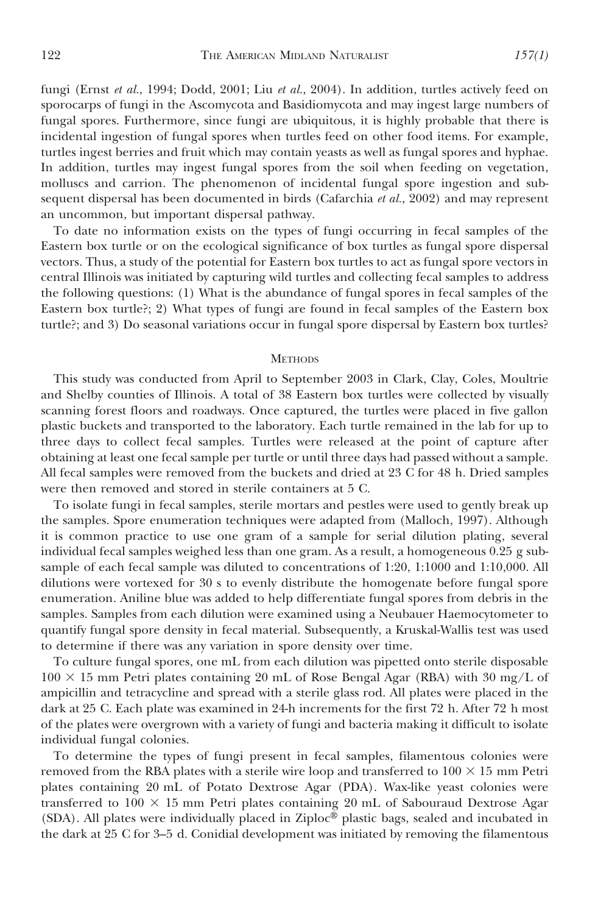fungi (Ernst *et al.*, 1994; Dodd, 2001; Liu *et al.*, 2004). In addition, turtles actively feed on sporocarps of fungi in the Ascomycota and Basidiomycota and may ingest large numbers of fungal spores. Furthermore, since fungi are ubiquitous, it is highly probable that there is incidental ingestion of fungal spores when turtles feed on other food items. For example, turtles ingest berries and fruit which may contain yeasts as well as fungal spores and hyphae. In addition, turtles may ingest fungal spores from the soil when feeding on vegetation, molluscs and carrion. The phenomenon of incidental fungal spore ingestion and subsequent dispersal has been documented in birds (Cafarchia *et al.*, 2002) and may represent an uncommon, but important dispersal pathway.

To date no information exists on the types of fungi occurring in fecal samples of the Eastern box turtle or on the ecological significance of box turtles as fungal spore dispersal vectors. Thus, a study of the potential for Eastern box turtles to act as fungal spore vectors in central Illinois was initiated by capturing wild turtles and collecting fecal samples to address the following questions: (1) What is the abundance of fungal spores in fecal samples of the Eastern box turtle?; 2) What types of fungi are found in fecal samples of the Eastern box turtle?; and 3) Do seasonal variations occur in fungal spore dispersal by Eastern box turtles?

## Methods

This study was conducted from April to September 2003 in Clark, Clay, Coles, Moultrie and Shelby counties of Illinois. A total of 38 Eastern box turtles were collected by visually scanning forest floors and roadways. Once captured, the turtles were placed in five gallon plastic buckets and transported to the laboratory. Each turtle remained in the lab for up to three days to collect fecal samples. Turtles were released at the point of capture after obtaining at least one fecal sample per turtle or until three days had passed without a sample. All fecal samples were removed from the buckets and dried at 23 C for 48 h. Dried samples were then removed and stored in sterile containers at 5 C.

To isolate fungi in fecal samples, sterile mortars and pestles were used to gently break up the samples. Spore enumeration techniques were adapted from (Malloch, 1997). Although it is common practice to use one gram of a sample for serial dilution plating, several individual fecal samples weighed less than one gram. As a result, a homogeneous 0.25 g subsample of each fecal sample was diluted to concentrations of 1:20, 1:1000 and 1:10,000. All dilutions were vortexed for 30 s to evenly distribute the homogenate before fungal spore enumeration. Aniline blue was added to help differentiate fungal spores from debris in the samples. Samples from each dilution were examined using a Neubauer Haemocytometer to quantify fungal spore density in fecal material. Subsequently, a Kruskal-Wallis test was used to determine if there was any variation in spore density over time.

To culture fungal spores, one mL from each dilution was pipetted onto sterile disposable $100 \times 15$ mm Petri plates containing 20 mL of Rose Bengal Agar (RBA) with 30 mg/L of ampicillin and tetracycline and spread with a sterile glass rod. All plates were placed in the dark at 25 C. Each plate was examined in 24-h increments for the first 72 h. After 72 h most of the plates were overgrown with a variety of fungi and bacteria making it difficult to isolate individual fungal colonies.

To determine the types of fungi present in fecal samples, filamentous colonies were removed from the RBA plates with a sterile wire loop and transferred to $100 \times 15$ mm Petri plates containing 20 mL of Potato Dextrose Agar (PDA). Wax-like yeast colonies were transferred to $100 \times 15$ mm Petri plates containing 20 mL of Sabouraud Dextrose Agar (SDA). All plates were individually placed in Ziploc® plastic bags, sealed and incubated in the dark at 25 C for 3–5 d. Conidial development was initiated by removing the filamentous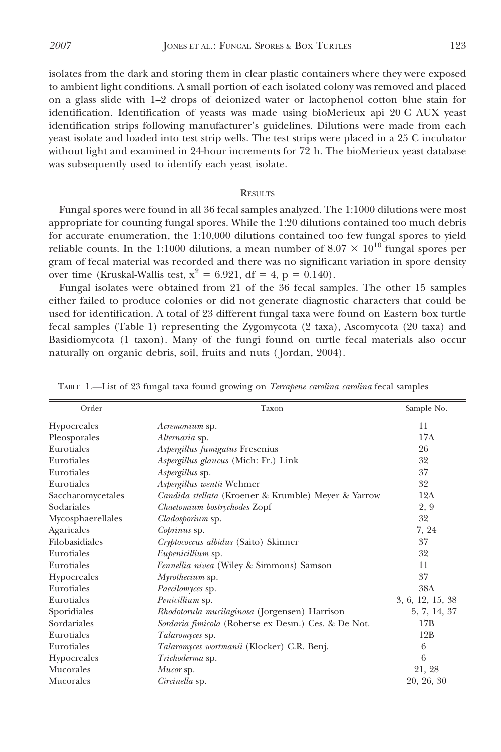isolates from the dark and storing them in clear plastic containers where they were exposed to ambient light conditions. A small portion of each isolated colony was removed and placed on a glass slide with 1–2 drops of deionized water or lactophenol cotton blue stain for identification. Identification of yeasts was made using bioMerieux api 20 C AUX yeast identification strips following manufacturer's guidelines. Dilutions were made from each yeast isolate and loaded into test strip wells. The test strips were placed in a 25 C incubator without light and examined in 24-hour increments for 72 h. The bioMerieux yeast database was subsequently used to identify each yeast isolate.

## Results

Fungal spores were found in all 36 fecal samples analyzed. The 1:1000 dilutions were most appropriate for counting fungal spores. While the 1:20 dilutions contained too much debris for accurate enumeration, the 1:10,000 dilutions contained too few fungal spores to yield reliable counts. In the 1:1000 dilutions, a mean number of $8.07 \times 10^{10}$ fungal spores per gram of fecal material was recorded and there was no significant variation in spore density over time (Kruskal-Wallis test, $x^2 = 6.921$, df = 4, p = 0.140).

Fungal isolates were obtained from 21 of the 36 fecal samples. The other 15 samples either failed to produce colonies or did not generate diagnostic characters that could be used for identification. A total of 23 different fungal taxa were found on Eastern box turtle fecal samples (Table 1) representing the Zygomycota (2 taxa), Ascomycota (20 taxa) and Basidiomycota (1 taxon). Many of the fungi found on turtle fecal materials also occur naturally on organic debris, soil, fruits and nuts (Jordan, 2004).

Table 1.—List of 23 fungal taxa found growing on *Terrapene carolina carolina* fecal samples

| Order | Taxon | Sample No. |
|---|---|---|
| Hypocreales | *Acremonium* sp. | 11 |
| Pleosporales | *Alternaria* sp. | 17A |
| Eurotiales | *Aspergillus fumigatus* Fresenius | 26 |
| Eurotiales | *Aspergillus glaucus* (Mich: Fr.) Link | 32 |
| Eurotiales | *Aspergillus* sp. | 37 |
| Eurotiales | *Aspergillus wentii* Wehmer | 32 |
| Saccharomycetales | *Candida stellata* (Kroener & Krumble) Meyer & Yarrow | 12A |
| Sodariales | *Chaetomium bostrychodes* Zopf | 2, 9 |
| Mycosphaerellales | *Cladosporium* sp. | 32 |
| Agaricales | *Coprinus* sp. | 7, 24 |
| Filobasidiales | *Cryptococcus albidus* (Saito) Skinner | 37 |
| Eurotiales | *Eupenicillium* sp. | 32 |
| Eurotiales | *Fennellia nivea* (Wiley & Simmons) Samson | 11 |
| Hypocreales | *Myrothecium* sp. | 37 |
| Eurotiales | *Paecilomyces* sp. | 38A |
| Eurotiales | *Penicillium* sp. | 3, 6, 12, 15, 38 |
| Sporidiales | *Rhodotorula mucilaginosa* (Jorgensen) Harrison | 5, 7, 14, 37 |
| Sordariales | *Sordaria fimicola* (Roberse ex Desm.) Ces. & De Not. | 17B |
| Eurotiales | *Talaromyces* sp. | 12B |
| Eurotiales | *Talaromyces wortmanii* (Klocker) C.R. Benj. | 6 |
| Hypocreales | *Trichoderma* sp. | 6 |
| Mucorales | *Mucor* sp. | 21, 28 |
| Mucorales | *Circinella* sp. | 20, 26, 30 |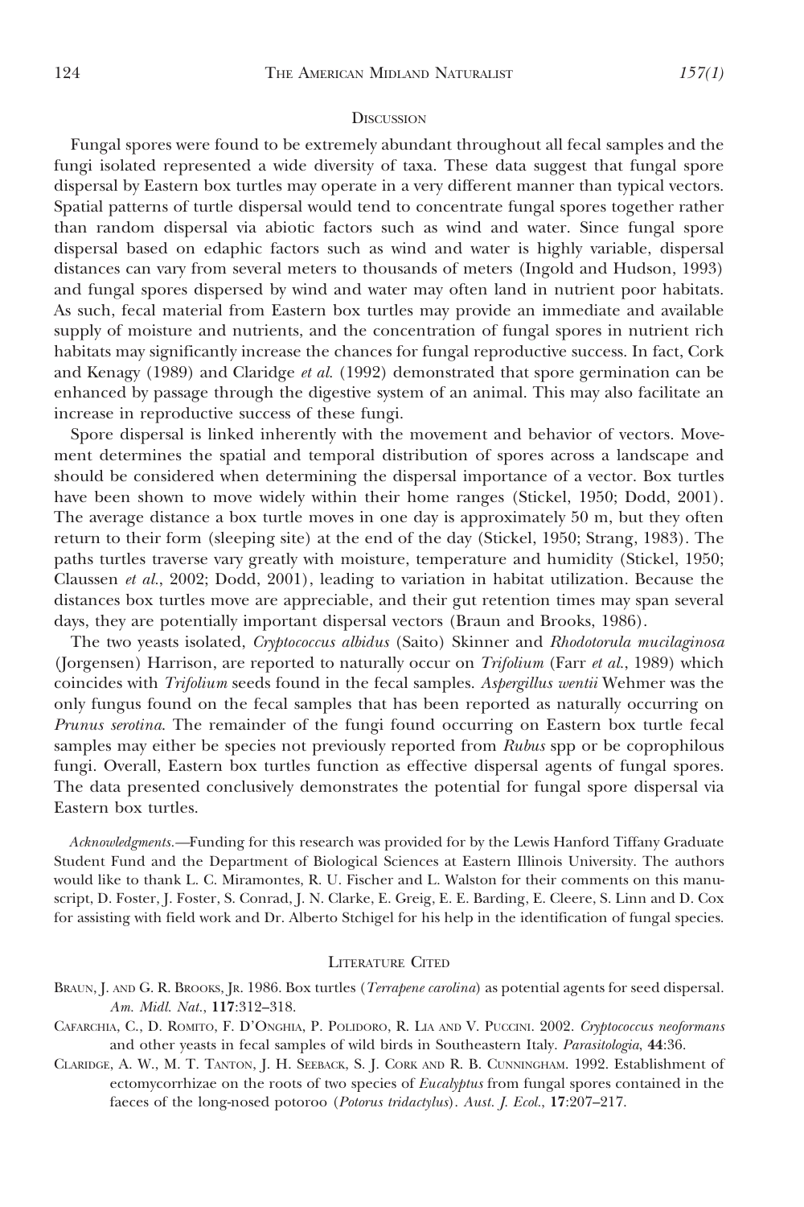## Discussion

Fungal spores were found to be extremely abundant throughout all fecal samples and the fungi isolated represented a wide diversity of taxa. These data suggest that fungal spore dispersal by Eastern box turtles may operate in a very different manner than typical vectors. Spatial patterns of turtle dispersal would tend to concentrate fungal spores together rather than random dispersal via abiotic factors such as wind and water. Since fungal spore dispersal based on edaphic factors such as wind and water is highly variable, dispersal distances can vary from several meters to thousands of meters (Ingold and Hudson, 1993) and fungal spores dispersed by wind and water may often land in nutrient poor habitats. As such, fecal material from Eastern box turtles may provide an immediate and available supply of moisture and nutrients, and the concentration of fungal spores in nutrient rich habitats may significantly increase the chances for fungal reproductive success. In fact, Cork and Kenagy (1989) and Claridge *et al.* (1992) demonstrated that spore germination can be enhanced by passage through the digestive system of an animal. This may also facilitate an increase in reproductive success of these fungi.

Spore dispersal is linked inherently with the movement and behavior of vectors. Movement determines the spatial and temporal distribution of spores across a landscape and should be considered when determining the dispersal importance of a vector. Box turtles have been shown to move widely within their home ranges (Stickel, 1950; Dodd, 2001). The average distance a box turtle moves in one day is approximately 50 m, but they often return to their form (sleeping site) at the end of the day (Stickel, 1950; Strang, 1983). The paths turtles traverse vary greatly with moisture, temperature and humidity (Stickel, 1950; Claussen *et al.*, 2002; Dodd, 2001), leading to variation in habitat utilization. Because the distances box turtles move are appreciable, and their gut retention times may span several days, they are potentially important dispersal vectors (Braun and Brooks, 1986).

The two yeasts isolated, *Cryptococcus albidus* (Saito) Skinner and *Rhodotorula mucilaginosa* (Jorgensen) Harrison, are reported to naturally occur on *Trifolium* (Farr *et al.*, 1989) which coincides with *Trifolium* seeds found in the fecal samples. *Aspergillus wentii* Wehmer was the only fungus found on the fecal samples that has been reported as naturally occurring on *Prunus serotina*. The remainder of the fungi found occurring on Eastern box turtle fecal samples may either be species not previously reported from *Rubus* spp or be coprophilous fungi. Overall, Eastern box turtles function as effective dispersal agents of fungal spores. The data presented conclusively demonstrates the potential for fungal spore dispersal via Eastern box turtles.

*Acknowledgments.*—Funding for this research was provided for by the Lewis Hanford Tiffany Graduate Student Fund and the Department of Biological Sciences at Eastern Illinois University. The authors would like to thank L. C. Miramontes, R. U. Fischer and L. Walston for their comments on this manuscript, D. Foster, J. Foster, S. Conrad, J. N. Clarke, E. Greig, E. E. Barding, E. Cleere, S. Linn and D. Cox for assisting with field work and Dr. Alberto Stchigel for his help in the identification of fungal species.

## Literature Cited

Braun, J. and G. R. Brooks, Jr. 1986. Box turtles (*Terrapene carolina*) as potential agents for seed dispersal. *Am. Midl. Nat.*, **117**:312–318.

Cafarchia, C., D. Romito, F. D'Onghia, P. Polidoro, R. Lia and V. Puccini. 2002. *Cryptococcus neoformans* and other yeasts in fecal samples of wild birds in Southeastern Italy. *Parasitologia*, **44**:36.

Claridge, A. W., M. T. Tanton, J. H. Seeback, S. J. Cork and R. B. Cunningham. 1992. Establishment of ectomycorrhizae on the roots of two species of *Eucalyptus* from fungal spores contained in the faeces of the long-nosed potoroo (*Potorus tridactylus*). *Aust. J. Ecol.*, **17**:207–217.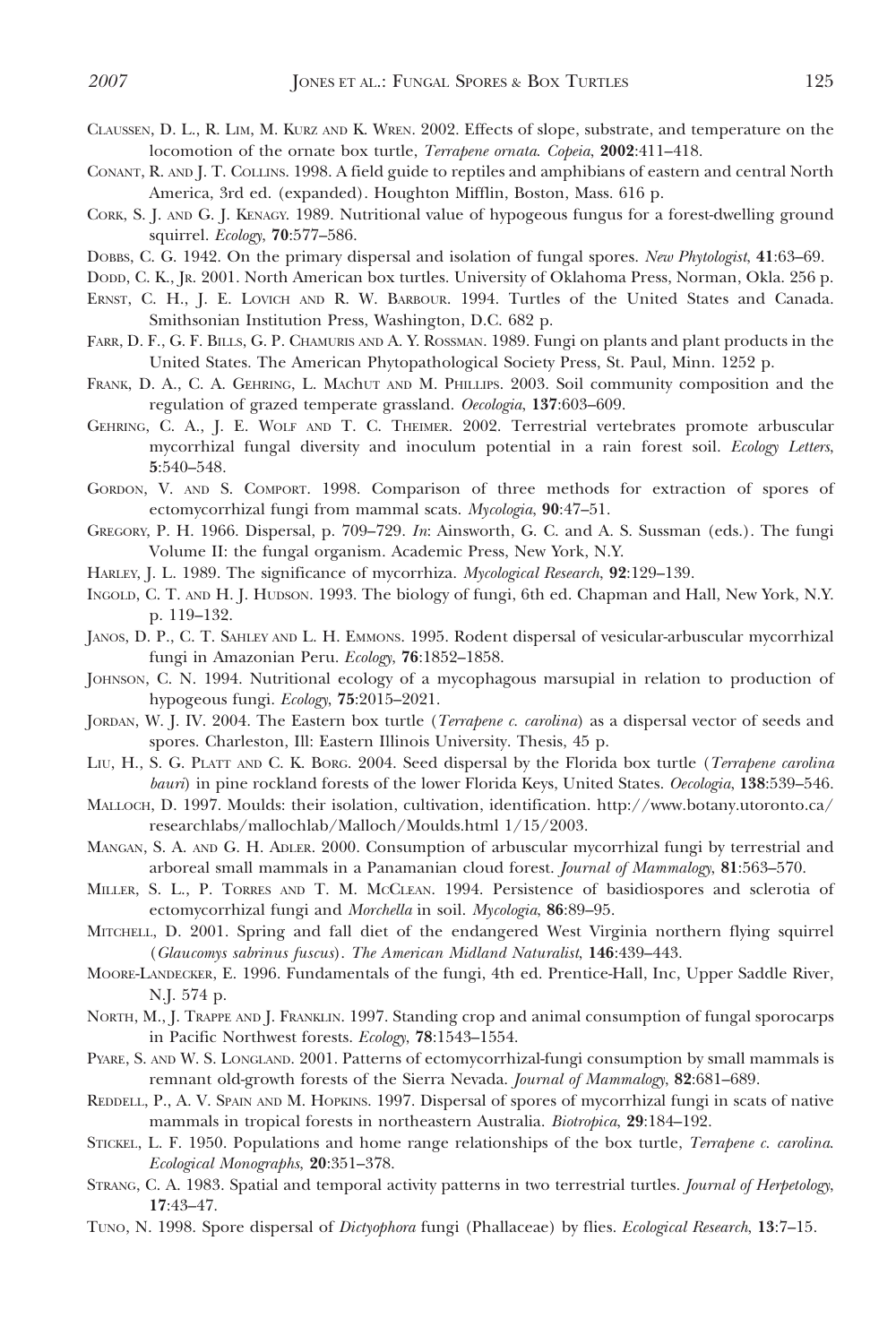Claussen, D. L., R. Lim, M. Kurz and K. Wren. 2002. Effects of slope, substrate, and temperature on the locomotion of the ornate box turtle, *Terrapene ornata*. *Copeia*, **2002**:411–418.

Conant, R. and J. T. Collins. 1998. A field guide to reptiles and amphibians of eastern and central North America, 3rd ed. (expanded). Houghton Mifflin, Boston, Mass. 616 p.

Cork, S. J. and G. J. Kenagy. 1989. Nutritional value of hypogeous fungus for a forest-dwelling ground squirrel. *Ecology*, **70**:577–586.

Dobbs, C. G. 1942. On the primary dispersal and isolation of fungal spores. *New Phytologist*, **41**:63–69.

Dodd, C. K., Jr. 2001. North American box turtles. University of Oklahoma Press, Norman, Okla. 256 p.

Ernst, C. H., J. E. Lovich and R. W. Barbour. 1994. Turtles of the United States and Canada. Smithsonian Institution Press, Washington, D.C. 682 p.

Farr, D. F., G. F. Bills, G. P. Chamuris and A. Y. Rossman. 1989. Fungi on plants and plant products in the United States. The American Phytopathological Society Press, St. Paul, Minn. 1252 p.

Frank, D. A., C. A. Gehring, L. Machut and M. Phillips. 2003. Soil community composition and the regulation of grazed temperate grassland. *Oecologia*, **137**:603–609.

Gehring, C. A., J. E. Wolf and T. C. Theimer. 2002. Terrestrial vertebrates promote arbuscular mycorrhizal fungal diversity and inoculum potential in a rain forest soil. *Ecology Letters*, **5**:540–548.

Gordon, V. and S. Comport. 1998. Comparison of three methods for extraction of spores of ectomycorrhizal fungi from mammal scats. *Mycologia*, **90**:47–51.

Gregory, P. H. 1966. Dispersal, p. 709–729. *In*: Ainsworth, G. C. and A. S. Sussman (eds.). The fungi Volume II: the fungal organism. Academic Press, New York, N.Y.

Harley, J. L. 1989. The significance of mycorrhiza. *Mycological Research*, **92**:129–139.

Ingold, C. T. and H. J. Hudson. 1993. The biology of fungi, 6th ed. Chapman and Hall, New York, N.Y. p. 119–132.

Janos, D. P., C. T. Sahley and L. H. Emmons. 1995. Rodent dispersal of vesicular-arbuscular mycorrhizal fungi in Amazonian Peru. *Ecology*, **76**:1852–1858.

Johnson, C. N. 1994. Nutritional ecology of a mycophagous marsupial in relation to production of hypogeous fungi. *Ecology*, **75**:2015–2021.

Jordan, W. J. IV. 2004. The Eastern box turtle (*Terrapene c. carolina*) as a dispersal vector of seeds and spores. Charleston, Ill: Eastern Illinois University. Thesis, 45 p.

Liu, H., S. G. Platt and C. K. Borg. 2004. Seed dispersal by the Florida box turtle (*Terrapene carolina bauri*) in pine rockland forests of the lower Florida Keys, United States. *Oecologia*, **138**:539–546.

Malloch, D. 1997. Moulds: their isolation, cultivation, identification. http://www.botany.utoronto.ca/researchlabs/mallochlab/Malloch/Moulds.html 1/15/2003.

Mangan, S. A. and G. H. Adler. 2000. Consumption of arbuscular mycorrhizal fungi by terrestrial and arboreal small mammals in a Panamanian cloud forest. *Journal of Mammalogy*, **81**:563–570.

Miller, S. L., P. Torres and T. M. McClean. 1994. Persistence of basidiospores and sclerotia of ectomycorrhizal fungi and *Morchella* in soil. *Mycologia*, **86**:89–95.

Mitchell, D. 2001. Spring and fall diet of the endangered West Virginia northern flying squirrel (*Glaucomys sabrinus fuscus*). *The American Midland Naturalist*, **146**:439–443.

Moore-Landecker, E. 1996. Fundamentals of the fungi, 4th ed. Prentice-Hall, Inc, Upper Saddle River, N.J. 574 p.

North, M., J. Trappe and J. Franklin. 1997. Standing crop and animal consumption of fungal sporocarps in Pacific Northwest forests. *Ecology*, **78**:1543–1554.

Pyare, S. and W. S. Longland. 2001. Patterns of ectomycorrhizal-fungi consumption by small mammals is remnant old-growth forests of the Sierra Nevada. *Journal of Mammalogy*, **82**:681–689.

Reddell, P., A. V. Spain and M. Hopkins. 1997. Dispersal of spores of mycorrhizal fungi in scats of native mammals in tropical forests in northeastern Australia. *Biotropica*, **29**:184–192.

Stickel, L. F. 1950. Populations and home range relationships of the box turtle, *Terrapene c. carolina*. *Ecological Monographs*, **20**:351–378.

Strang, C. A. 1983. Spatial and temporal activity patterns in two terrestrial turtles. *Journal of Herpetology*, **17**:43–47.

Tuno, N. 1998. Spore dispersal of *Dictyophora* fungi (Phallaceae) by flies. *Ecological Research*, **13**:7–15.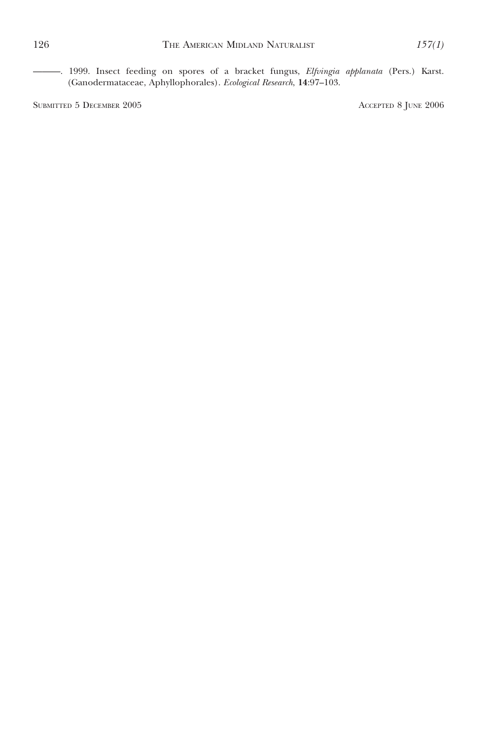———. 1999. Insect feeding on spores of a bracket fungus, *Elfvingia applanata* (Pers.) Karst. (Ganodermataceae, Aphyllophorales). *Ecological Research*, **14**:97–103.

SUBMITTED 5 DECEMBER 2005 ACCEPTED 8 JUNE 2006